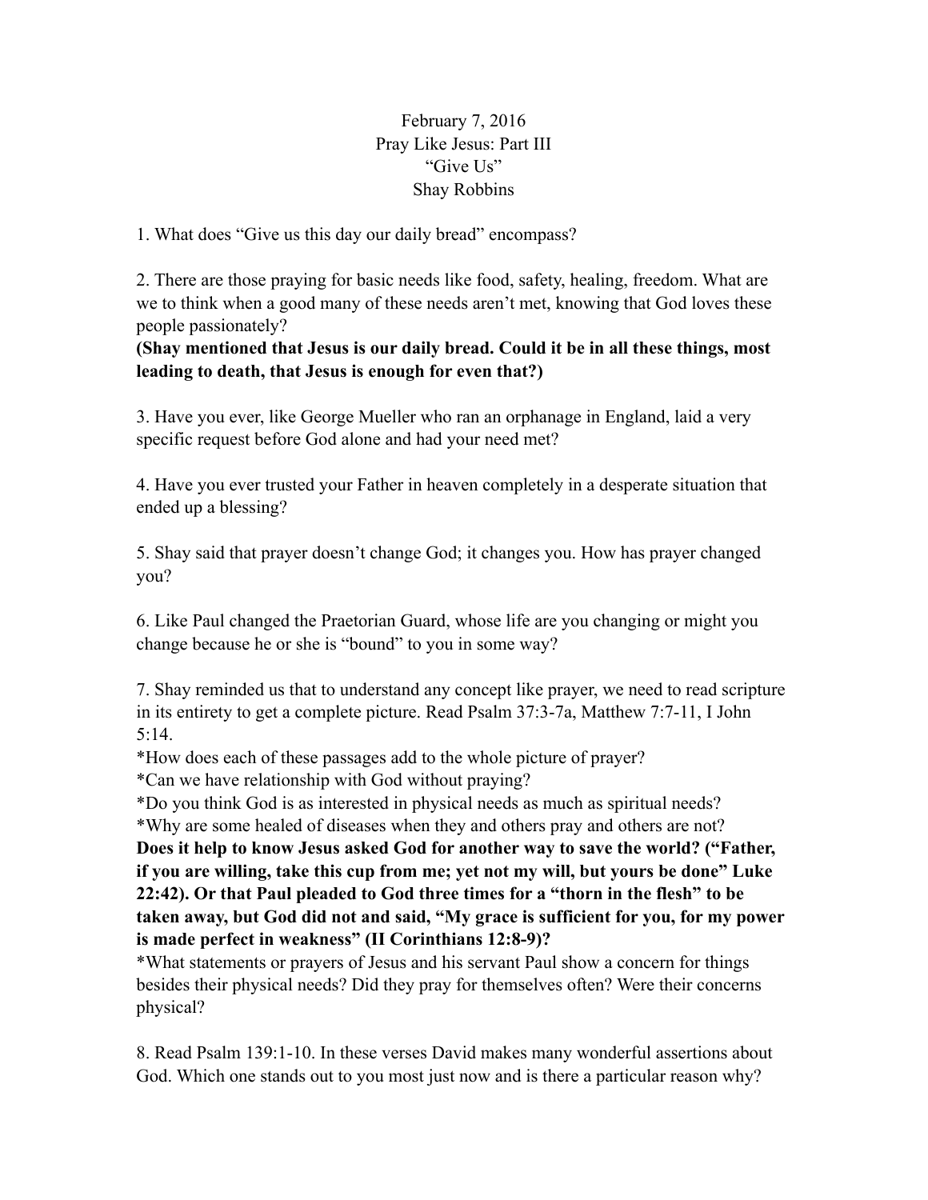February 7, 2016

Pray Like Jesus: Part III

"Give Us"

Shay Robbins

1. What does "Give us this day our daily bread" encompass?

2. There are those praying for basic needs like food, safety, healing, freedom. What are we to think when a good many of these needs aren't met, knowing that God loves these people passionately?
**(Shay mentioned that Jesus is our daily bread. Could it be in all these things, most leading to death, that Jesus is enough for even that?)**

3. Have you ever, like George Mueller who ran an orphanage in England, laid a very specific request before God alone and had your need met?

4. Have you ever trusted your Father in heaven completely in a desperate situation that ended up a blessing?

5. Shay said that prayer doesn't change God; it changes you. How has prayer changed you?

6. Like Paul changed the Praetorian Guard, whose life are you changing or might you change because he or she is "bound" to you in some way?

7. Shay reminded us that to understand any concept like prayer, we need to read scripture in its entirety to get a complete picture. Read Psalm 37:3-7a, Matthew 7:7-11, I John 5:14.
*How does each of these passages add to the whole picture of prayer?
*Can we have relationship with God without praying?
*Do you think God is as interested in physical needs as much as spiritual needs?
*Why are some healed of diseases when they and others pray and others are not?
**Does it help to know Jesus asked God for another way to save the world? ("Father, if you are willing, take this cup from me; yet not my will, but yours be done" Luke 22:42). Or that Paul pleaded to God three times for a "thorn in the flesh" to be taken away, but God did not and said, "My grace is sufficient for you, for my power is made perfect in weakness" (II Corinthians 12:8-9)?**
*What statements or prayers of Jesus and his servant Paul show a concern for things besides their physical needs? Did they pray for themselves often? Were their concerns physical?

8. Read Psalm 139:1-10. In these verses David makes many wonderful assertions about God. Which one stands out to you most just now and is there a particular reason why?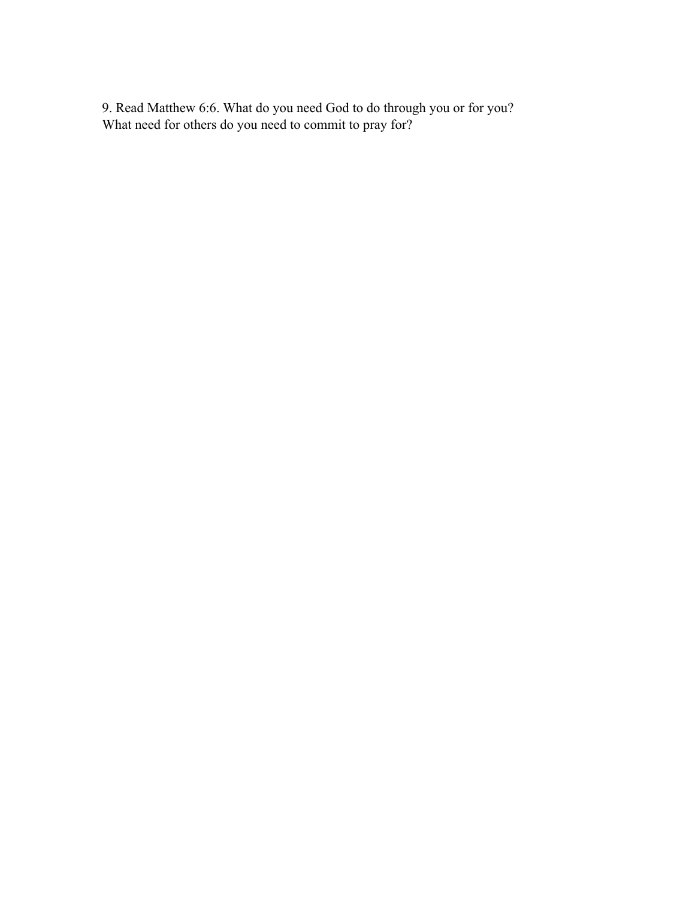9. Read Matthew 6:6. What do you need God to do through you or for you? What need for others do you need to commit to pray for?